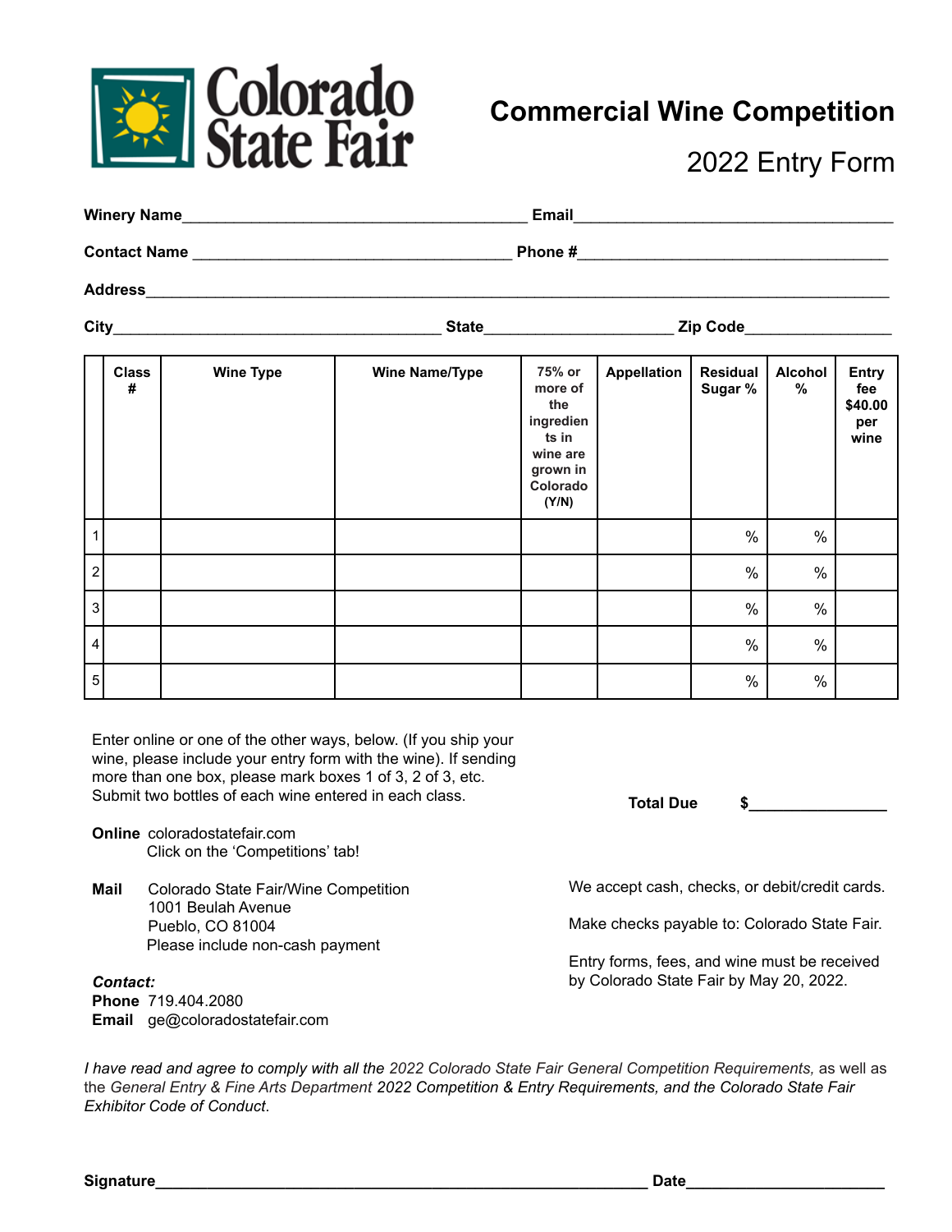Colorado State Fair

# Commercial Wine Competition

## 2022 Entry Form

**Winery Name**\_\_\_\_\_\_\_\_\_\_\_\_\_\_\_\_\_\_\_\_\_\_\_\_\_\_\_\_\_\_\_\_\_\_\_\_\_\_\_\_ **Email**\_\_\_\_\_\_\_\_\_\_\_\_\_\_\_\_\_\_\_\_\_\_\_\_\_\_\_\_\_\_\_\_\_\_\_\_\_

**Contact Name** \_\_\_\_\_\_\_\_\_\_\_\_\_\_\_\_\_\_\_\_\_\_\_\_\_\_\_\_\_\_\_\_\_\_\_\_\_ **Phone #**\_\_\_\_\_\_\_\_\_\_\_\_\_\_\_\_\_\_\_\_\_\_\_\_\_\_\_\_\_\_\_\_\_\_\_

**Address**\_\_\_\_\_\_\_\_\_\_\_\_\_\_\_\_\_\_\_\_\_\_\_\_\_\_\_\_\_\_\_\_\_\_\_\_\_\_\_\_\_\_\_\_\_\_\_\_\_\_\_\_\_\_\_\_\_\_\_\_\_\_\_\_\_\_\_\_\_\_\_\_\_\_\_\_\_\_\_

**City**\_\_\_\_\_\_\_\_\_\_\_\_\_\_\_\_\_\_\_\_\_\_\_\_\_\_\_\_\_\_\_\_\_\_\_\_\_\_ **State**\_\_\_\_\_\_\_\_\_\_\_\_\_\_\_\_\_\_\_\_\_\_ **Zip Code**\_\_\_\_\_\_\_\_\_\_\_\_\_\_\_\_\_

| | Class # | Wine Type | Wine Name/Type | 75% or more of the ingredients in wine are grown in Colorado (Y/N) | Appellation | Residual Sugar % | Alcohol % | Entry fee $40.00 per wine |
|---|---|---|---|---|---|---|---|---|
| 1 | | | | | | % | % | |
| 2 | | | | | | % | % | |
| 3 | | | | | | % | % | |
| 4 | | | | | | % | % | |
| 5 | | | | | | % | % | |

Enter online or one of the other ways, below. (If you ship your wine, please include your entry form with the wine). If sending more than one box, please mark boxes 1 of 3, 2 of 3, etc. Submit two bottles of each wine entered in each class.

**Total Due** $\_\_\_\_\_\_\_\_\_\_\_\_\_\_\_\_

**Online** coloradostatefair.com
Click on the 'Competitions' tab!

**Mail** Colorado State Fair/Wine Competition
1001 Beulah Avenue
Pueblo, CO 81004
Please include non-cash payment

***Contact:***
**Phone** 719.404.2080
**Email** ge@coloradostatefair.com

We accept cash, checks, or debit/credit cards.

Make checks payable to: Colorado State Fair.

Entry forms, fees, and wine must be received by Colorado State Fair by May 20, 2022.

*I have read and agree to comply with all the 2022 Colorado State Fair General Competition Requirements, as well as the General Entry & Fine Arts Department 2022 Competition & Entry Requirements, and the Colorado State Fair Exhibitor Code of Conduct.*

**Signature**\_\_\_\_\_\_\_\_\_\_\_\_\_\_\_\_\_\_\_\_\_\_\_\_\_\_\_\_\_\_\_\_\_\_\_\_\_\_\_\_\_\_\_\_\_\_\_\_\_\_\_\_\_\_\_\_\_\_ **Date**\_\_\_\_\_\_\_\_\_\_\_\_\_\_\_\_\_\_\_\_\_\_\_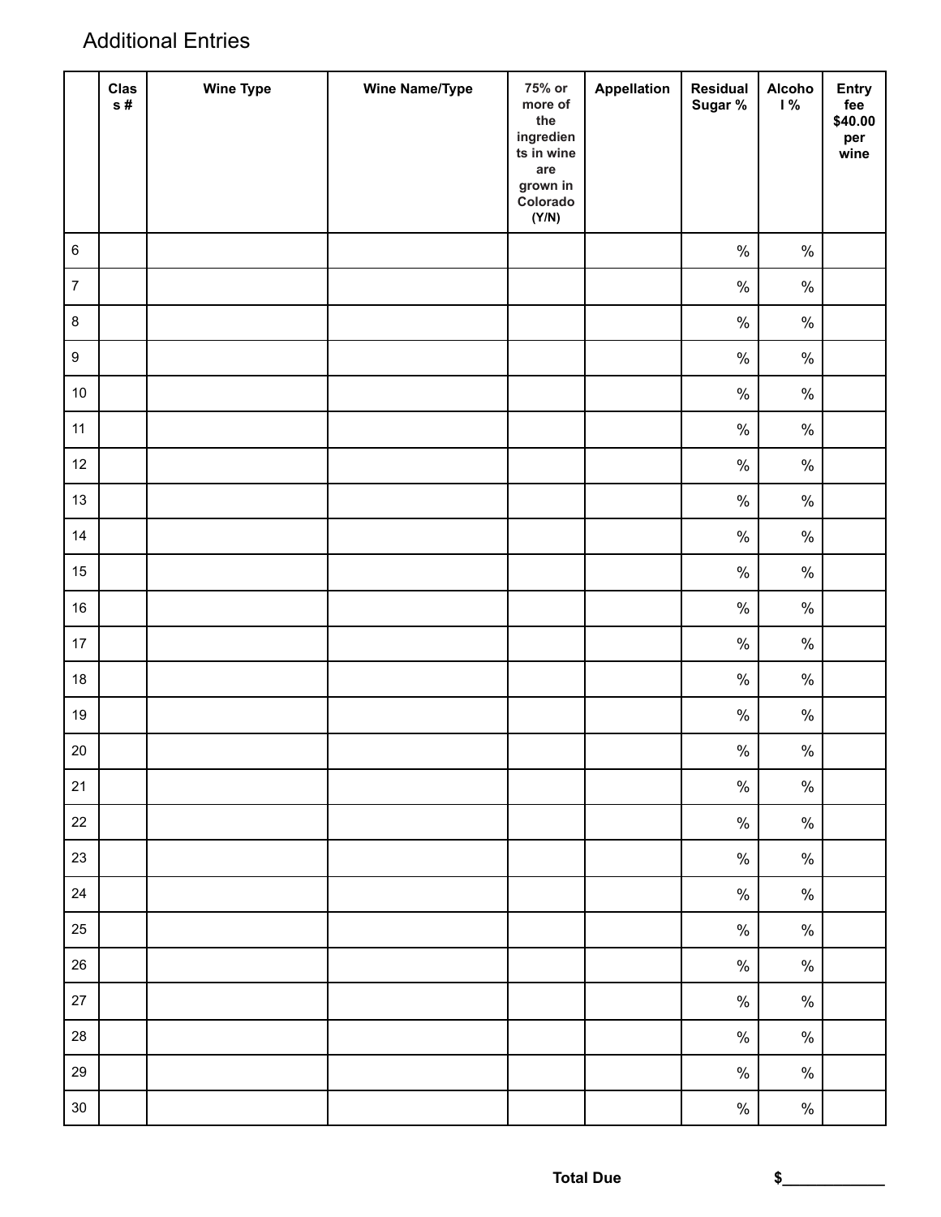Additional Entries

| | Class # | Wine Type | Wine Name/Type | 75% or more of the ingredients in wine are grown in Colorado (Y/N) | Appellation | Residual Sugar % | Alcohol % | Entry fee $40.00 per wine |
|---|---|---|---|---|---|---|---|---|
| 6 | | | | | | % | % | |
| 7 | | | | | | % | % | |
| 8 | | | | | | % | % | |
| 9 | | | | | | % | % | |
| 10 | | | | | | % | % | |
| 11 | | | | | | % | % | |
| 12 | | | | | | % | % | |
| 13 | | | | | | % | % | |
| 14 | | | | | | % | % | |
| 15 | | | | | | % | % | |
| 16 | | | | | | % | % | |
| 17 | | | | | | % | % | |
| 18 | | | | | | % | % | |
| 19 | | | | | | % | % | |
| 20 | | | | | | % | % | |
| 21 | | | | | | % | % | |
| 22 | | | | | | % | % | |
| 23 | | | | | | % | % | |
| 24 | | | | | | % | % | |
| 25 | | | | | | % | % | |
| 26 | | | | | | % | % | |
| 27 | | | | | | % | % | |
| 28 | | | | | | % | % | |
| 29 | | | | | | % | % | |
| 30 | | | | | | % | % | |

**Total Due** **$**____________